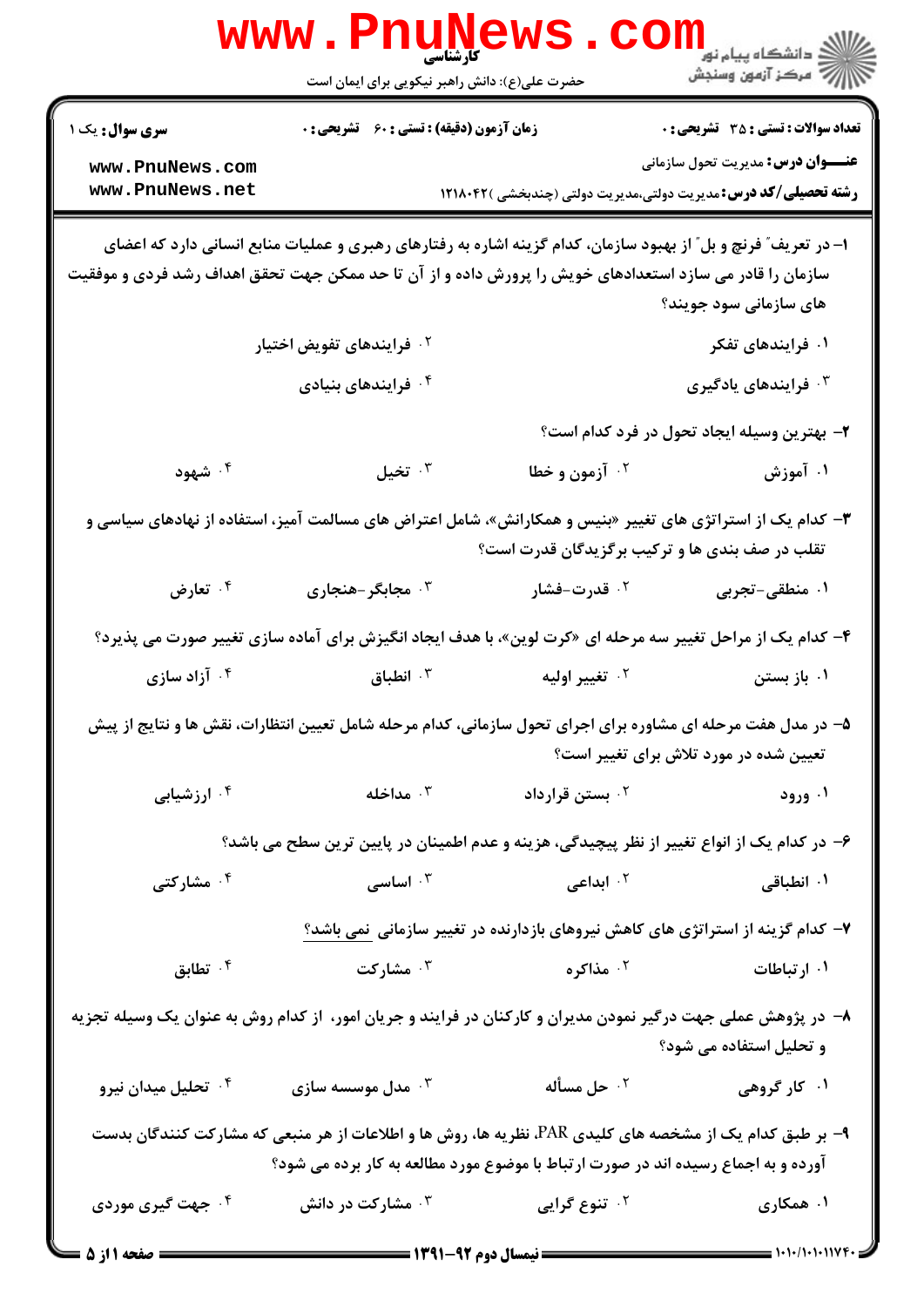کارشناسی

حضرت علی(ع): دانش راهبر نیکویی برای ایمان است

**سری سوال:** یک ۱

**زمان آزمون (دقیقه) : تستی : ۶۰ تشریحی : ۰**

**تعداد سوالات : تستی : ۳۵ تشریحی : ۰**

**عنـــوان درس:** مدیریت تحول سازمانی

**رشته تحصیلی/کد درس:** مدیریت دولتی،مدیریت دولتی (چندبخشی )۱۲۱۸۰۴۲

**۱-** در تعریف" فرنچ و بل" از بهبود سازمان، کدام گزینه اشاره به رفتارهای رهبری و عملیات منابع انسانی دارد که اعضای سازمان را قادر می سازد استعدادهای خویش را پرورش داده و از آن تا حد ممکن جهت تحقق اهداف رشد فردی و موفقیت های سازمانی سود جویند؟

۱. فرایندهای تفکر
۲. فرایندهای تفویض اختیار
۳. فرایندهای یادگیری
۴. فرایندهای بنیادی

**۲-** بهترین وسیله ایجاد تحول در فرد کدام است؟

۱. آموزش
۲. آزمون و خطا
۳. تخیل
۴. شهود

**۳-** کدام یک از استراتژی های تغییر «بنیس و همکارانش»، شامل اعتراض های مسالمت آمیز، استفاده از نهادهای سیاسی و تقلب در صف بندی ها و ترکیب برگزیدگان قدرت است؟

۱. منطقی-تجربی
۲. قدرت-فشار
۳. مجابگر-هنجاری
۴. تعارض

**۴-** کدام یک از مراحل تغییر سه مرحله ای «کرت لوین»، با هدف ایجاد انگیزش برای آماده سازی تغییر صورت می پذیرد؟

۱. باز بستن
۲. تغییر اولیه
۳. انطباق
۴. آزاد سازی

**۵-** در مدل هفت مرحله ای مشاوره برای اجرای تحول سازمانی، کدام مرحله شامل تعیین انتظارات، نقش ها و نتایج از پیش تعیین شده در مورد تلاش برای تغییر است؟

۱. ورود
۲. بستن قرارداد
۳. مداخله
۴. ارزشیابی

**۶-** در کدام یک از انواع تغییر از نظر پیچیدگی، هزینه و عدم اطمینان در پایین ترین سطح می باشد؟

۱. انطباقی
۲. ابداعی
۳. اساسی
۴. مشارکتی

**۷-** کدام گزینه از استراتژی های کاهش نیروهای بازدارنده در تغییر سازمانی <u>نمی باشد؟</u>

۱. ارتباطات
۲. مذاکره
۳. مشارکت
۴. تطابق

**۸-** در پژوهش عملی جهت درگیر نمودن مدیران و کارکنان در فرایند و جریان امور، از کدام روش به عنوان یک وسیله تجزیه و تحلیل استفاده می شود؟

۱. کار گروهی
۲. حل مسأله
۳. مدل موسسه سازی
۴. تحلیل میدان نیرو

**۹-** بر طبق کدام یک از مشخصه های کلیدی PAR، نظریه ها، روش ها و اطلاعات از هر منبعی که مشارکت کنندگان بدست آورده و به اجماع رسیده اند در صورت ارتباط با موضوع مورد مطالعه به کار برده می شود؟

۱. همکاری
۲. تنوع گرایی
۳. مشارکت در دانش
۴. جهت گیری موردی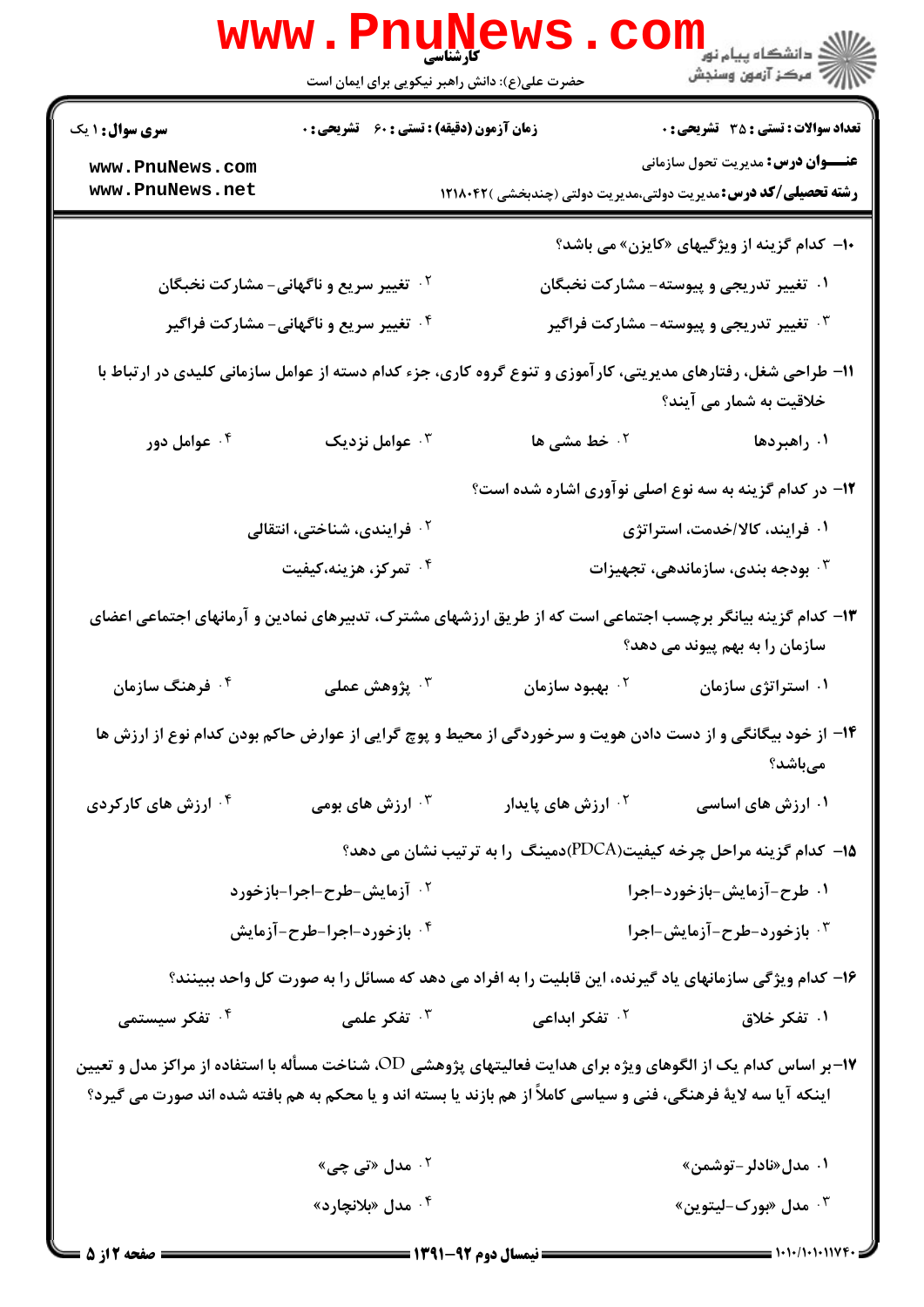۱۰- کدام گزینه از ویژگیهای «کایزن» می باشد؟

۱. تغییر تدریجی و پیوسته- مشارکت نخبگان

۲. تغییر سریع و ناگهانی- مشارکت نخبگان

۳. تغییر تدریجی و پیوسته- مشارکت فراگیر

۴. تغییر سریع و ناگهانی- مشارکت فراگیر

۱۱- طراحی شغل، رفتارهای مدیریتی، کارآموزی و تنوع گروه کاری، جزء کدام دسته از عوامل سازمانی کلیدی در ارتباط با خلاقیت به شمار می آیند؟

۱. راهبردها

۲. خط مشی ها

۳. عوامل نزدیک

۴. عوامل دور

۱۲- در کدام گزینه به سه نوع اصلی نوآوری اشاره شده است؟

۱. فرایند، کالا/خدمت، استراتژی

۲. فرایندی، شناختی، انتقالی

۳. بودجه بندی، سازماندهی، تجهیزات

۴. تمرکز، هزینه،کیفیت

۱۳- کدام گزینه بیانگر برچسب اجتماعی است که از طریق ارزشهای مشترک، تدبیرهای نمادین و آرمانهای اجتماعی اعضای سازمان را به هم پیوند می دهد؟

۱. استراتژی سازمان

۲. بهبود سازمان

۳. پژوهش عملی

۴. فرهنگ سازمان

۱۴- از خود بیگانگی و از دست دادن هویت و سرخوردگی از محیط و پوچ گرایی از عوارض حاکم بودن کدام نوع از ارزش ها می‌باشد؟

۱. ارزش های اساسی

۲. ارزش های پایدار

۳. ارزش های بومی

۴. ارزش های کارکردی

۱۵- کدام گزینه مراحل چرخه کیفیت(PDCA)دمینگ را به ترتیب نشان می دهد؟

۱. طرح-آزمایش-بازخورد-اجرا

۲. آزمایش-طرح-اجرا-بازخورد

۳. بازخورد-طرح-آزمایش-اجرا

۴. بازخورد-اجرا-طرح-آزمایش

۱۶- کدام ویژگی سازمانهای یاد گیرنده، این قابلیت را به افراد می دهد که مسائل را به صورت کل واحد ببینند؟

۱. تفکر خلاق

۲. تفکر ابداعی

۳. تفکر علمی

۴. تفکر سیستمی

۱۷-بر اساس کدام یک از الگوهای ویژه برای هدایت فعالیتهای پژوهشی OD، شناخت مسأله با استفاده از مراکز مدل و تعیین اینکه آیا سه لایهٔ فرهنگی، فنی و سیاسی کاملاً از هم بازند یا بسته اند و یا محکم به هم بافته شده اند صورت می گیرد؟

۱. مدل«نادلر-توشمن»

۲. مدل «تی چی»

۳. مدل «بورک-لیتوین»

۴. مدل «بلانچارد»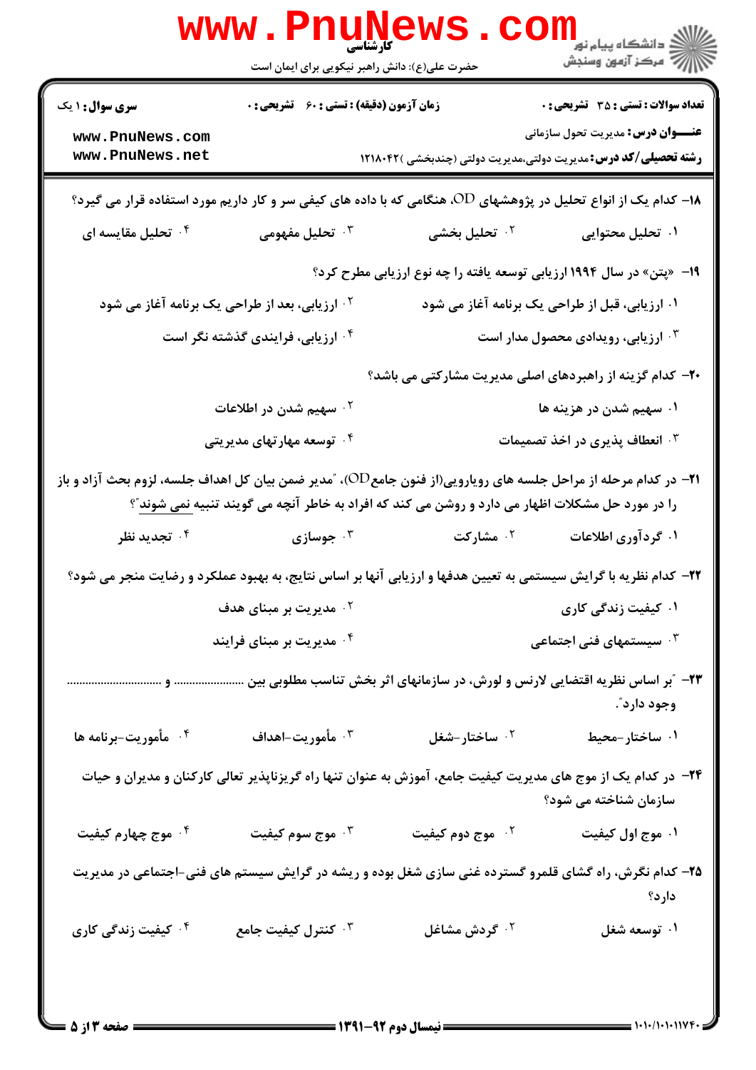۱۸- کدام یک از انواع تحلیل در پژوهشهای OD، هنگامی که با داده های کیفی سر و کار داریم مورد استفاده قرار می گیرد؟

۱. تحلیل محتوایی
۲. تحلیل بخشی
۳. تحلیل مفهومی
۴. تحلیل مقایسه ای

۱۹- «پتن» در سال ۱۹۹۴ ارزیابی توسعه یافته را چه نوع ارزیابی مطرح کرد؟

۱. ارزیابی، قبل از طراحی یک برنامه آغاز می شود
۲. ارزیابی، بعد از طراحی یک برنامه آغاز می شود
۳. ارزیابی، رویدادی محصول مدار است
۴. ارزیابی، فرایندی گذشته نگر است

۲۰- کدام گزینه از راهبردهای اصلی مدیریت مشارکتی می باشد؟

۱. سهیم شدن در هزینه ها
۲. سهیم شدن در اطلاعات
۳. انعطاف پذیری در اخذ تصمیمات
۴. توسعه مهارتهای مدیریتی

۲۱- در کدام مرحله از مراحل جلسه های رویارویی(از فنون جامعOD)، "مدیر ضمن بیان کل اهداف جلسه، لزوم بحث آزاد و باز را در مورد حل مشکلات اظهار می دارد و روشن می کند که افراد به خاطر آنچه می گویند تنبیه نمی شوند"؟

۱. گردآوری اطلاعات
۲. مشارکت
۳. جوسازی
۴. تجدید نظر

۲۲- کدام نظریه با گرایش سیستمی به تعیین هدفها و ارزیابی آنها بر اساس نتایج، به بهبود عملکرد و رضایت منجر می شود؟

۱. کیفیت زندگی کاری
۲. مدیریت بر مبنای هدف
۳. سیستمهای فنی اجتماعی
۴. مدیریت بر مبنای فرایند

۲۳- "بر اساس نظریه اقتضایی لارنس و لورش، در سازمانهای اثر بخش تناسب مطلوبی بین ..................... و ..................... وجود دارد".

۱. ساختار-محیط
۲. ساختار-شغل
۳. مأموریت-اهداف
۴. مأموریت-برنامه ها

۲۴- در کدام یک از موج های مدیریت کیفیت جامع، آموزش به عنوان تنها راه گریزناپذیر تعالی کارکنان و مدیران و حیات سازمان شناخته می شود؟

۱. موج اول کیفیت
۲. موج دوم کیفیت
۳. موج سوم کیفیت
۴. موج چهارم کیفیت

۲۵- کدام نگرش، راه گشای قلمرو گسترده غنی سازی شغل بوده و ریشه در گرایش سیستم های فنی-اجتماعی در مدیریت دارد؟

۱. توسعه شغل
۲. گردش مشاغل
۳. کنترل کیفیت جامع
۴. کیفیت زندگی کاری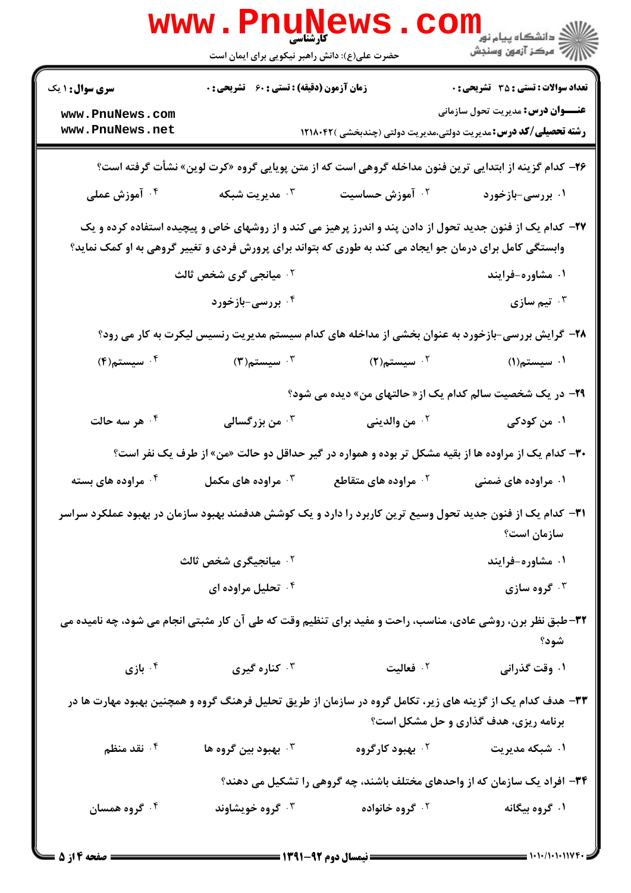کارشناسی

حضرت علی(ع): دانش راهبر نیکویی برای ایمان است

**سری سوال:** ۱ یک | **زمان آزمون (دقیقه) : تستی :** ۶۰ **تشریحی :** ۰ | **تعداد سوالات : تستی :** ۳۵ **تشریحی :** ۰

**عنـــوان درس:** مدیریت تحول سازمانی

**رشته تحصیلی/کد درس:** مدیریت دولتی،مدیریت دولتی (چندبخشی )۱۲۱۸۰۴۲

۲۶- کدام گزینه از ابتدایی ترین فنون مداخله گروهی است که از متن پویایی گروه «کرت لوین» نشأت گرفته است؟

۱. بررسی-بازخورد
۲. آموزش حساسیت
۳. مدیریت شبکه
۴. آموزش عملی

۲۷- کدام یک از فنون جدید تحول از دادن پند و اندرز پرهیز می کند و از روشهای خاص و پیچیده استفاده کرده و یک وابستگی کامل برای درمان جو ایجاد می کند به طوری که بتواند برای پرورش فردی و تغییر گروهی به او کمک نماید؟

۱. مشاوره-فرایند
۲. میانجی گری شخص ثالث
۳. تیم سازی
۴. بررسی-بازخورد

۲۸- گرایش بررسی-بازخورد به عنوان بخشی از مداخله های کدام سیستم مدیریت رنسیس لیکرت به کار می رود؟

۱. سیستم(۱)
۲. سیستم(۲)
۳. سیستم(۳)
۴. سیستم(۴)

۲۹- در یک شخصیت سالم کدام یک از « حالتهای من» دیده می شود؟

۱. من کودکی
۲. من والدینی
۳. من بزرگسالی
۴. هر سه حالت

۳۰- کدام یک از مراوده ها از بقیه مشکل تر بوده و همواره در گیر حداقل دو حالت «من» از طرف یک نفر است؟

۱. مراوده های ضمنی
۲. مراوده های متقاطع
۳. مراوده های مکمل
۴. مراوده های بسته

۳۱- کدام یک از فنون جدید تحول وسیع ترین کاربرد را دارد و یک کوشش هدفمند بهبود سازمان در بهبود عملکرد سراسر سازمان است؟

۱. مشاوره-فرایند
۲. میانجیگری شخص ثالث
۳. گروه سازی
۴. تحلیل مراوده ای

۳۲-طبق نظر برن، روشی عادی، مناسب، راحت و مفید برای تنظیم وقت که طی آن کار مثبتی انجام می شود، چه نامیده می شود؟

۱. وقت گذرانی
۲. فعالیت
۳. کناره گیری
۴. بازی

۳۳- هدف کدام یک از گزینه های زیر، تکامل گروه در سازمان از طریق تحلیل فرهنگ گروه و همچنین بهبود مهارت ها در برنامه ریزی، هدف گذاری و حل مشکل است؟

۱. شبکه مدیریت
۲. بهبود کارگروه
۳. بهبود بین گروه ها
۴. نقد منظم

۳۴- افراد یک سازمان که از واحدهای مختلف باشند، چه گروهی را تشکیل می دهند؟

۱. گروه بیگانه
۲. گروه خانواده
۳. گروه خویشاوند
۴. گروه همسان

نیمسال دوم ۹۲-۱۳۹۱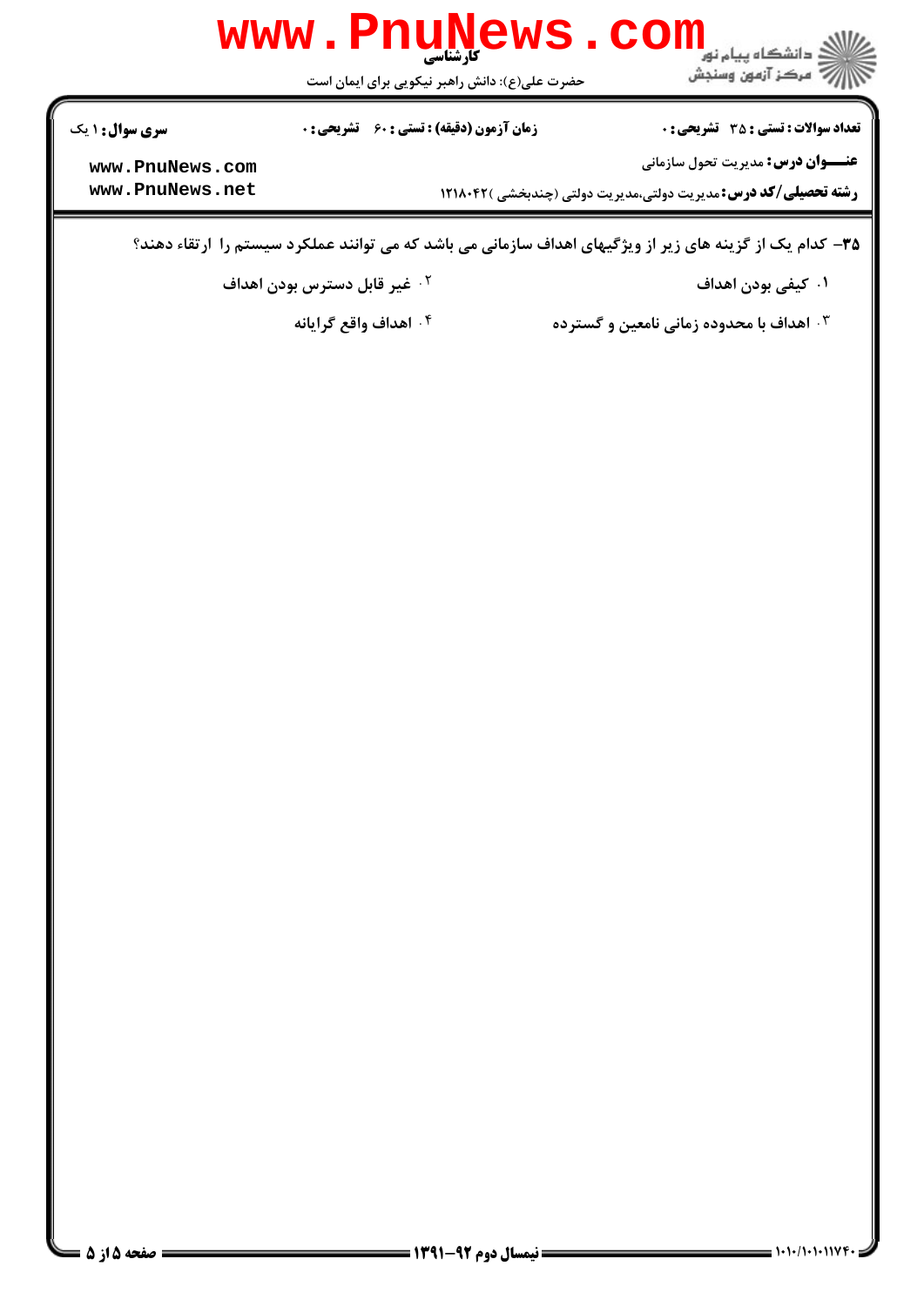**۳۵-** کدام یک از گزینه های زیر از ویژگیهای اهداف سازمانی می باشد که می توانند عملکرد سیستم را ارتقاء دهند؟

۱. کیفی بودن اهداف

۲. غیر قابل دسترس بودن اهداف

۳. اهداف با محدوده زمانی نامعین و گسترده

۴. اهداف واقع گرایانه